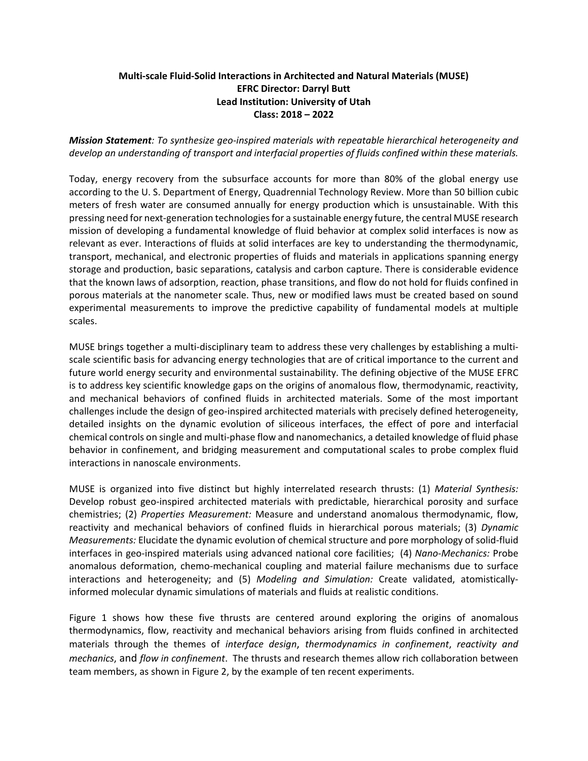**Multi-scale Fluid-Solid Interactions in Architected and Natural Materials (MUSE)**
**EFRC Director: Darryl Butt**
**Lead Institution: University of Utah**
**Class: 2018 – 2022**

***Mission Statement****: To synthesize geo-inspired materials with repeatable hierarchical heterogeneity and develop an understanding of transport and interfacial properties of fluids confined within these materials.*

Today, energy recovery from the subsurface accounts for more than 80% of the global energy use according to the U. S. Department of Energy, Quadrennial Technology Review. More than 50 billion cubic meters of fresh water are consumed annually for energy production which is unsustainable. With this pressing need for next-generation technologies for a sustainable energy future, the central MUSE research mission of developing a fundamental knowledge of fluid behavior at complex solid interfaces is now as relevant as ever. Interactions of fluids at solid interfaces are key to understanding the thermodynamic, transport, mechanical, and electronic properties of fluids and materials in applications spanning energy storage and production, basic separations, catalysis and carbon capture. There is considerable evidence that the known laws of adsorption, reaction, phase transitions, and flow do not hold for fluids confined in porous materials at the nanometer scale. Thus, new or modified laws must be created based on sound experimental measurements to improve the predictive capability of fundamental models at multiple scales.

MUSE brings together a multi-disciplinary team to address these very challenges by establishing a multi-scale scientific basis for advancing energy technologies that are of critical importance to the current and future world energy security and environmental sustainability. The defining objective of the MUSE EFRC is to address key scientific knowledge gaps on the origins of anomalous flow, thermodynamic, reactivity, and mechanical behaviors of confined fluids in architected materials. Some of the most important challenges include the design of geo-inspired architected materials with precisely defined heterogeneity, detailed insights on the dynamic evolution of siliceous interfaces, the effect of pore and interfacial chemical controls on single and multi-phase flow and nanomechanics, a detailed knowledge of fluid phase behavior in confinement, and bridging measurement and computational scales to probe complex fluid interactions in nanoscale environments.

MUSE is organized into five distinct but highly interrelated research thrusts: (1) *Material Synthesis:* Develop robust geo-inspired architected materials with predictable, hierarchical porosity and surface chemistries; (2) *Properties Measurement:* Measure and understand anomalous thermodynamic, flow, reactivity and mechanical behaviors of confined fluids in hierarchical porous materials; (3) *Dynamic Measurements:* Elucidate the dynamic evolution of chemical structure and pore morphology of solid-fluid interfaces in geo-inspired materials using advanced national core facilities; (4) *Nano-Mechanics:* Probe anomalous deformation, chemo-mechanical coupling and material failure mechanisms due to surface interactions and heterogeneity; and (5) *Modeling and Simulation:* Create validated, atomistically-informed molecular dynamic simulations of materials and fluids at realistic conditions.

Figure 1 shows how these five thrusts are centered around exploring the origins of anomalous thermodynamics, flow, reactivity and mechanical behaviors arising from fluids confined in architected materials through the themes of *interface design*, *thermodynamics in confinement*, *reactivity and mechanics*, and *flow in confinement*. The thrusts and research themes allow rich collaboration between team members, as shown in Figure 2, by the example of ten recent experiments.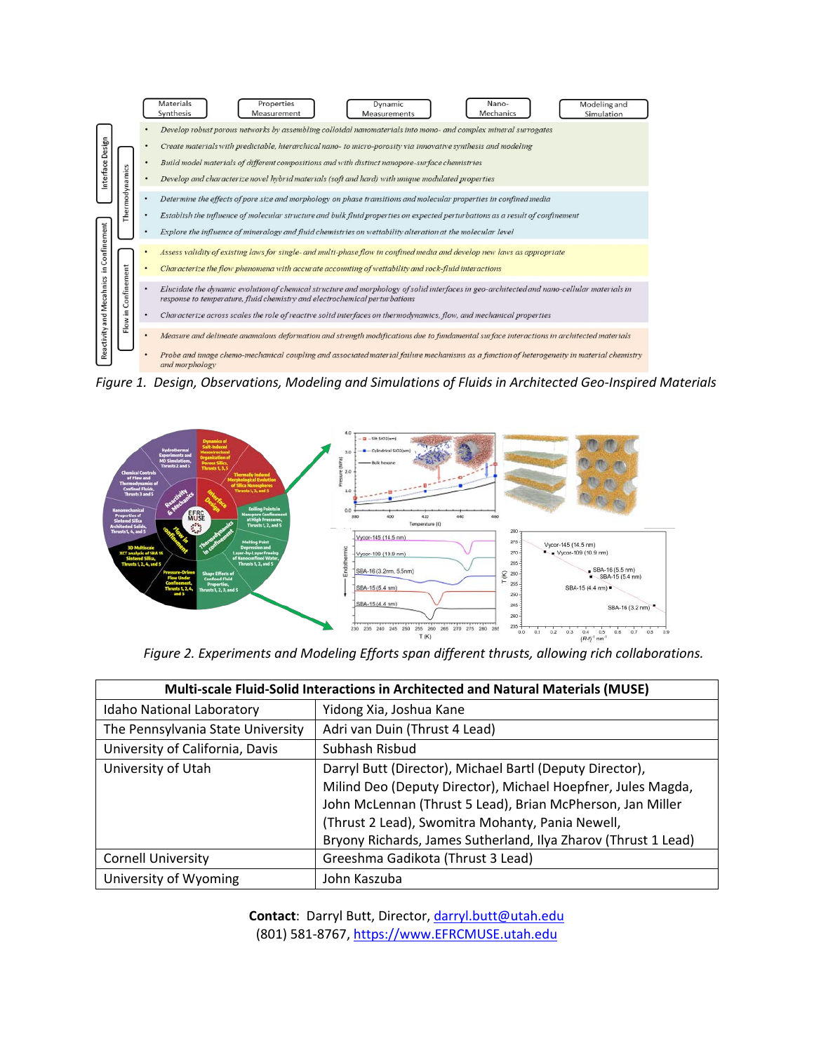Materials Synthesis

Properties Measurement

Dynamic Measurements

Nano-Mechanics

Modeling and Simulation

Interface Design

Thermodynamics

Reactivity and Mecahnics in Confinement

Flow in Confinement

- Develop robust porous networks by assembling colloidal nanomaterials into mono- and complex mineral surrogates
- Create materials with predictable, hierarchical nano- to micro-porosity via innovative synthesis and modeling
- Build model materials of different compositions and with distinct nanopore-surface chemistries
- Develop and characterize novel hybrid materials (soft and hard) with unique modulated properties
- Determine the effects of pore size and morphology on phase transitions and molecular properties in confined media
- Establish the influence of molecular structure and bulk fluid properties on expected perturbations as a result of confinement
- Explore the influence of mineralogy and fluid chemistries on wettability alteration at the molecular level
- Assess validity of existing laws for single- and multi-phase flow in confined media and develop new laws as appropriate
- Characterize the flow phenomena with accurate accounting of wettability and rock-fluid interactions
- Elucidate the dynamic evolution of chemical structure and morphology of solid interfaces in geo-architected and nano-cellular materials in response to temperature, fluid chemistry and electrochemical perturbations
- Characterize across scales the role of reactive solid interfaces on thermodynamics, flow, and mechanical properties
- Measure and delineate anamalous deformation and strength modifications due to fundamental surface interactions in architected materials
- Probe and image chemo-mechanical coupling and associated material failure mechanisms as a function of heterogeneity in material chemistry and morphology

*Figure 1. Design, Observations, Modeling and Simulations of Fluids in Architected Geo-Inspired Materials*

*Figure 2. Experiments and Modeling Efforts span different thrusts, allowing rich collaborations.*

| **Multi-scale Fluid-Solid Interactions in Architected and Natural Materials (MUSE)** | |
|---|---|
| Idaho National Laboratory | Yidong Xia, Joshua Kane |
| The Pennsylvania State University | Adri van Duin (Thrust 4 Lead) |
| University of California, Davis | Subhash Risbud |
| University of Utah | Darryl Butt (Director), Michael Bartl (Deputy Director), Milind Deo (Deputy Director), Michael Hoepfner, Jules Magda, John McLennan (Thrust 5 Lead), Brian McPherson, Jan Miller (Thrust 2 Lead), Swomitra Mohanty, Pania Newell, Bryony Richards, James Sutherland, Ilya Zharov (Thrust 1 Lead) |
| Cornell University | Greeshma Gadikota (Thrust 3 Lead) |
| University of Wyoming | John Kaszuba |

**Contact**: Darryl Butt, Director, darryl.butt@utah.edu
(801) 581-8767, https://www.EFRCMUSE.utah.edu